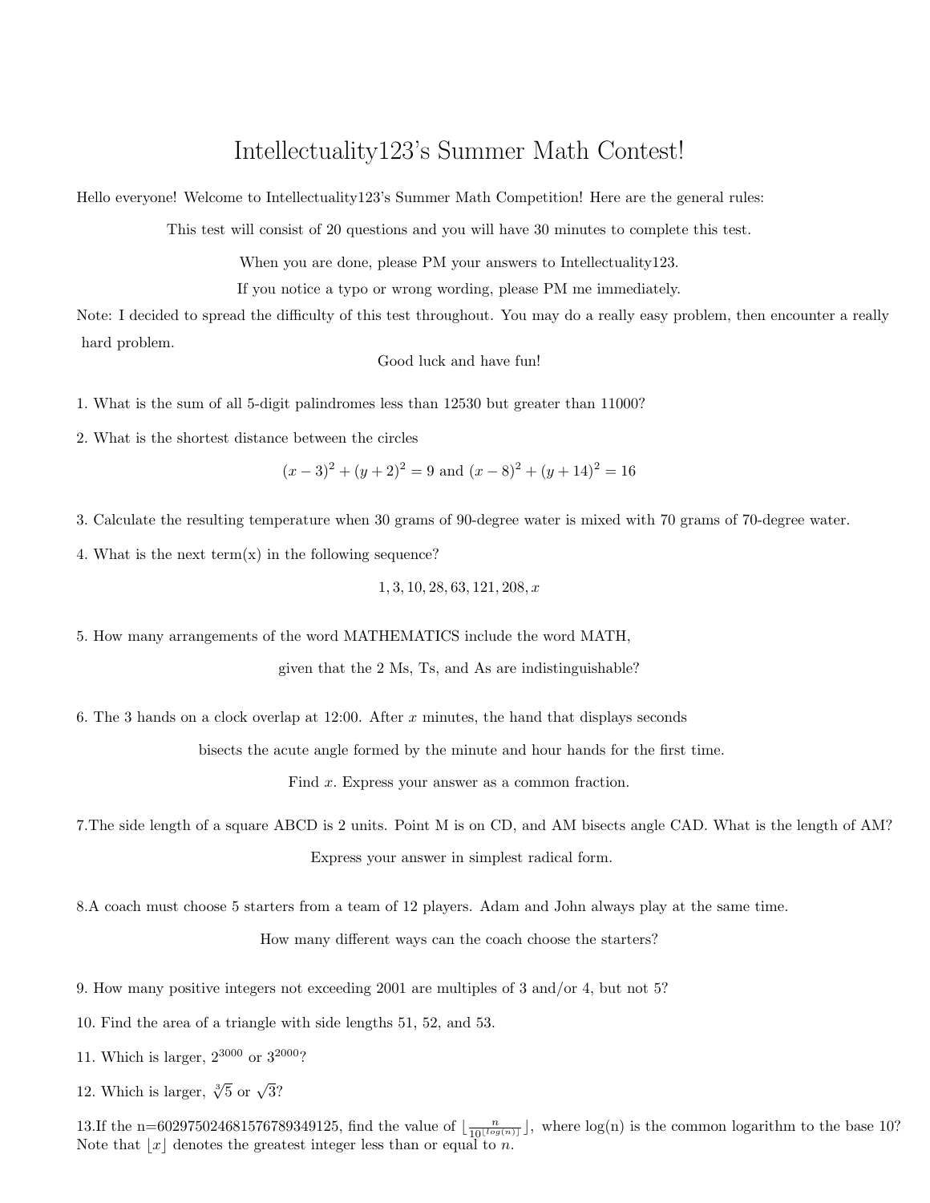# Intellectuality123's Summer Math Contest!

Hello everyone! Welcome to Intellectuality123's Summer Math Competition! Here are the general rules:

This test will consist of 20 questions and you will have 30 minutes to complete this test.

When you are done, please PM your answers to Intellectuality123.

If you notice a typo or wrong wording, please PM me immediately.

Note: I decided to spread the difficulty of this test throughout. You may do a really easy problem, then encounter a really hard problem.

Good luck and have fun!

1. What is the sum of all 5-digit palindromes less than 12530 but greater than 11000?

2. What is the shortest distance between the circles

$$(x-3)^2 + (y+2)^2 = 9 \text{ and } (x-8)^2 + (y+14)^2 = 16$$

3. Calculate the resulting temperature when 30 grams of 90-degree water is mixed with 70 grams of 70-degree water.

4. What is the next term(x) in the following sequence?

$$1, 3, 10, 28, 63, 121, 208, x$$

5. How many arrangements of the word MATHEMATICS include the word MATH, given that the 2 Ms, Ts, and As are indistinguishable?

6. The 3 hands on a clock overlap at 12:00. After $x$ minutes, the hand that displays seconds bisects the acute angle formed by the minute and hour hands for the first time. Find $x$. Express your answer as a common fraction.

7. The side length of a square ABCD is 2 units. Point M is on CD, and AM bisects angle CAD. What is the length of AM? Express your answer in simplest radical form.

8. A coach must choose 5 starters from a team of 12 players. Adam and John always play at the same time. How many different ways can the coach choose the starters?

9. How many positive integers not exceeding 2001 are multiples of 3 and/or 4, but not 5?

10. Find the area of a triangle with side lengths 51, 52, and 53.

11. Which is larger, $2^{3000}$ or $3^{2000}$?

12. Which is larger, $\sqrt[3]{5}$ or $\sqrt{3}$?

13. If the n=60297502468157678934912​5, find the value of $\lfloor \frac{n}{10^{\lfloor log(n) \rfloor}} \rfloor$, where log(n) is the common logarithm to the base 10? Note that $\lfloor x \rfloor$ denotes the greatest integer less than or equal to $n$.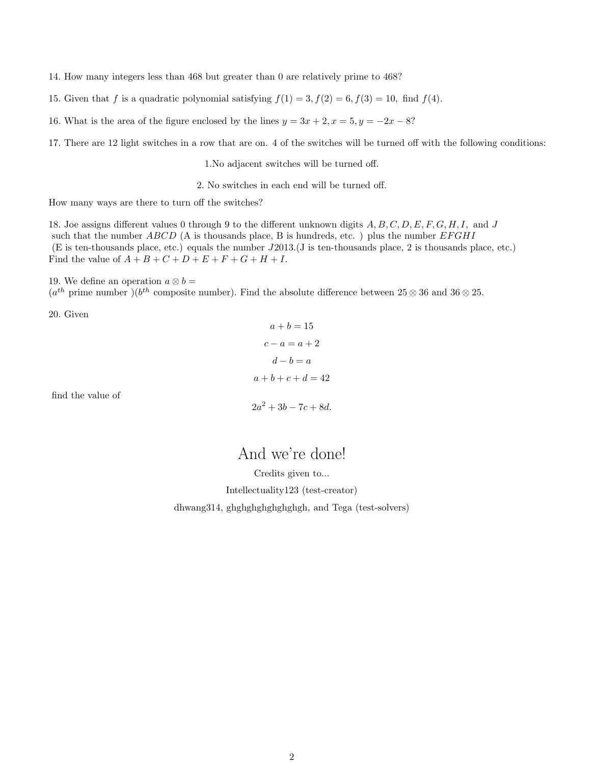14. How many integers less than 468 but greater than 0 are relatively prime to 468?

15. Given that $f$ is a quadratic polynomial satisfying $f(1) = 3, f(2) = 6, f(3) = 10,$ find $f(4)$.

16. What is the area of the figure enclosed by the lines $y = 3x + 2, x = 5, y = -2x - 8$?

17. There are 12 light switches in a row that are on. 4 of the switches will be turned off with the following conditions:

1.No adjacent switches will be turned off.

2. No switches in each end will be turned off.

How many ways are there to turn off the switches?

18. Joe assigns different values 0 through 9 to the different unknown digits $A, B, C, D, E, F, G, H, I,$ and $J$ such that the number $ABCD$ (A is thousands place, B is hundreds, etc. ) plus the number $EFGHI$ (E is ten-thousands place, etc.) equals the number $J2013$.(J is ten-thousands place, 2 is thousands place, etc.) Find the value of $A + B + C + D + E + F + G + H + I$.

19. We define an operation $a \otimes b =$ ($a^{th}$ prime number )($b^{th}$ composite number). Find the absolute difference between $25 \otimes 36$ and $36 \otimes 25$.

20. Given

$$a + b = 15$$

$$c - a = a + 2$$

$$d - b = a$$

$$a + b + c + d = 42$$

find the value of

$$2a^2 + 3b - 7c + 8d.$$

# And we're done!

Credits given to...

Intellectuality123 (test-creator)

dhwang314, ghghghghghghghgh, and Tega (test-solvers)